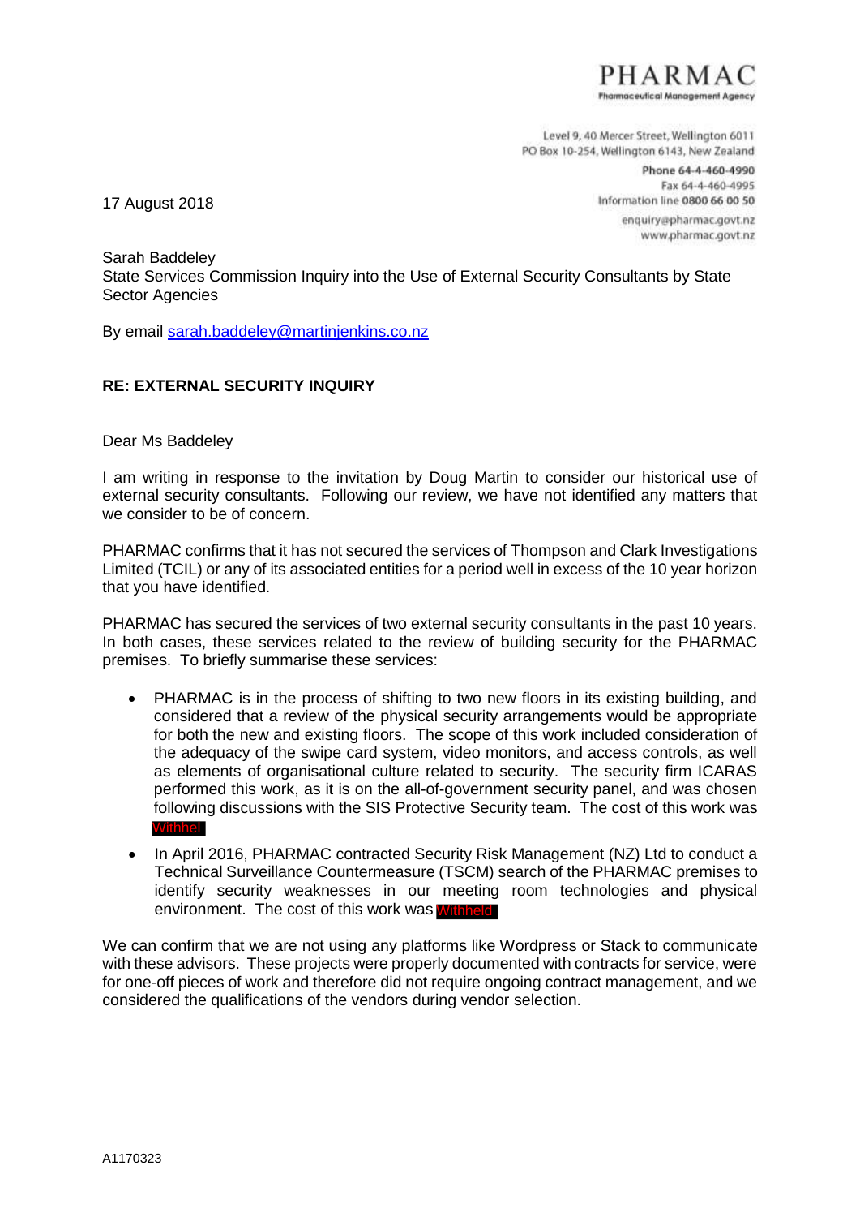PHARMAC
Pharmaceutical Management Agency

Level 9, 40 Mercer Street, Wellington 6011
PO Box 10-254, Wellington 6143, New Zealand
Phone 64-4-460-4990
Fax 64-4-460-4995
Information line 0800 66 00 50
enquiry@pharmac.govt.nz
www.pharmac.govt.nz

17 August 2018

Sarah Baddeley
State Services Commission Inquiry into the Use of External Security Consultants by State Sector Agencies

By email sarah.baddeley@martinjenkins.co.nz

**RE: EXTERNAL SECURITY INQUIRY**

Dear Ms Baddeley

I am writing in response to the invitation by Doug Martin to consider our historical use of external security consultants. Following our review, we have not identified any matters that we consider to be of concern.

PHARMAC confirms that it has not secured the services of Thompson and Clark Investigations Limited (TCIL) or any of its associated entities for a period well in excess of the 10 year horizon that you have identified.

PHARMAC has secured the services of two external security consultants in the past 10 years. In both cases, these services related to the review of building security for the PHARMAC premises. To briefly summarise these services:

- PHARMAC is in the process of shifting to two new floors in its existing building, and considered that a review of the physical security arrangements would be appropriate for both the new and existing floors. The scope of this work included consideration of the adequacy of the swipe card system, video monitors, and access controls, as well as elements of organisational culture related to security. The security firm ICARAS performed this work, as it is on the all-of-government security panel, and was chosen following discussions with the SIS Protective Security team. The cost of this work was Withheld
- In April 2016, PHARMAC contracted Security Risk Management (NZ) Ltd to conduct a Technical Surveillance Countermeasure (TSCM) search of the PHARMAC premises to identify security weaknesses in our meeting room technologies and physical environment. The cost of this work was Withheld

We can confirm that we are not using any platforms like Wordpress or Stack to communicate with these advisors. These projects were properly documented with contracts for service, were for one-off pieces of work and therefore did not require ongoing contract management, and we considered the qualifications of the vendors during vendor selection.

A1170323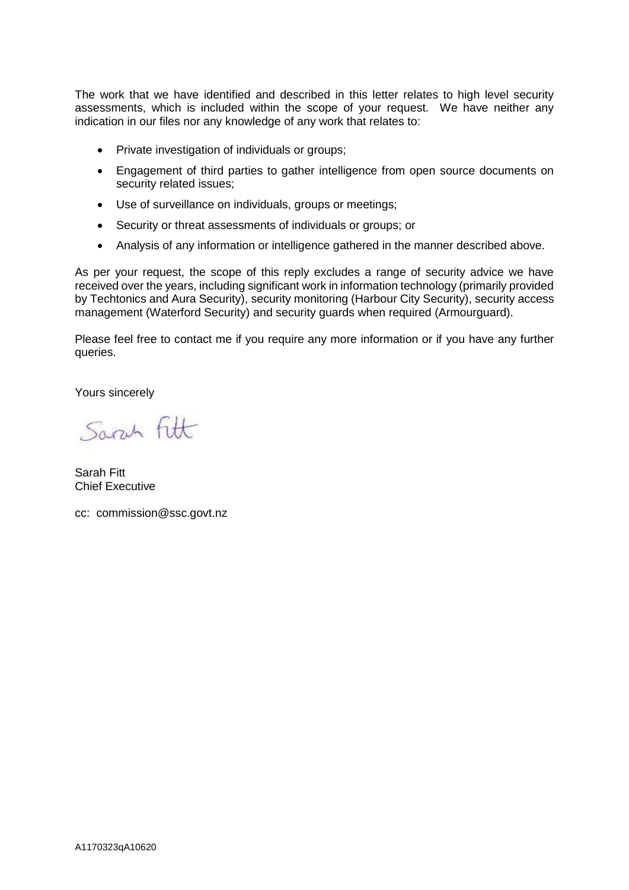The work that we have identified and described in this letter relates to high level security assessments, which is included within the scope of your request. We have neither any indication in our files nor any knowledge of any work that relates to:

- Private investigation of individuals or groups;
- Engagement of third parties to gather intelligence from open source documents on security related issues;
- Use of surveillance on individuals, groups or meetings;
- Security or threat assessments of individuals or groups; or
- Analysis of any information or intelligence gathered in the manner described above.

As per your request, the scope of this reply excludes a range of security advice we have received over the years, including significant work in information technology (primarily provided by Techtonics and Aura Security), security monitoring (Harbour City Security), security access management (Waterford Security) and security guards when required (Armourguard).

Please feel free to contact me if you require any more information or if you have any further queries.

Yours sincerely

Sarah Fitt

Sarah Fitt
Chief Executive

cc: commission@ssc.govt.nz

A1170323qA10620